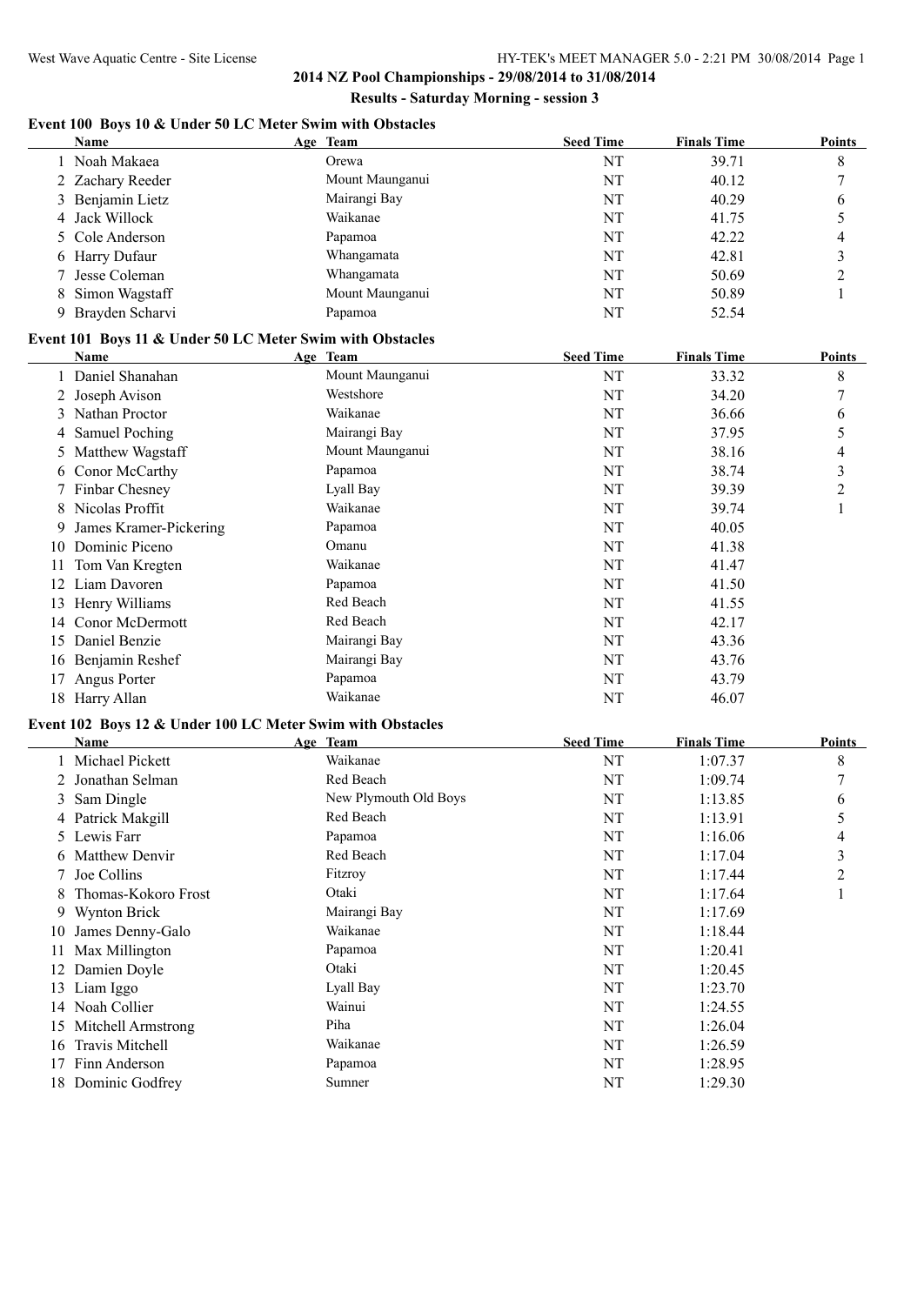## 2014 NZ Pool Championships - 29/08/2014 to 31/08/2014

### Results - Saturday Morning - session 3

#### Event 100 Boys 10 & Under 50 LC Meter Swim with Obstacles

| | Name | Age | Team | Seed Time | Finals Time | Points |
|---|---|---|---|---|---|---|
| 1 | Noah Makaea | | Orewa | NT | 39.71 | 8 |
| 2 | Zachary Reeder | | Mount Maunganui | NT | 40.12 | 7 |
| 3 | Benjamin Lietz | | Mairangi Bay | NT | 40.29 | 6 |
| 4 | Jack Willock | | Waikanae | NT | 41.75 | 5 |
| 5 | Cole Anderson | | Papamoa | NT | 42.22 | 4 |
| 6 | Harry Dufaur | | Whangamata | NT | 42.81 | 3 |
| 7 | Jesse Coleman | | Whangamata | NT | 50.69 | 2 |
| 8 | Simon Wagstaff | | Mount Maunganui | NT | 50.89 | 1 |
| 9 | Brayden Scharvi | | Papamoa | NT | 52.54 | |

#### Event 101 Boys 11 & Under 50 LC Meter Swim with Obstacles

| | Name | Age | Team | Seed Time | Finals Time | Points |
|---|---|---|---|---|---|---|
| 1 | Daniel Shanahan | | Mount Maunganui | NT | 33.32 | 8 |
| 2 | Joseph Avison | | Westshore | NT | 34.20 | 7 |
| 3 | Nathan Proctor | | Waikanae | NT | 36.66 | 6 |
| 4 | Samuel Poching | | Mairangi Bay | NT | 37.95 | 5 |
| 5 | Matthew Wagstaff | | Mount Maunganui | NT | 38.16 | 4 |
| 6 | Conor McCarthy | | Papamoa | NT | 38.74 | 3 |
| 7 | Finbar Chesney | | Lyall Bay | NT | 39.39 | 2 |
| 8 | Nicolas Proffit | | Waikanae | NT | 39.74 | 1 |
| 9 | James Kramer-Pickering | | Papamoa | NT | 40.05 | |
| 10 | Dominic Piceno | | Omanu | NT | 41.38 | |
| 11 | Tom Van Kregten | | Waikanae | NT | 41.47 | |
| 12 | Liam Davoren | | Papamoa | NT | 41.50 | |
| 13 | Henry Williams | | Red Beach | NT | 41.55 | |
| 14 | Conor McDermott | | Red Beach | NT | 42.17 | |
| 15 | Daniel Benzie | | Mairangi Bay | NT | 43.36 | |
| 16 | Benjamin Reshef | | Mairangi Bay | NT | 43.76 | |
| 17 | Angus Porter | | Papamoa | NT | 43.79 | |
| 18 | Harry Allan | | Waikanae | NT | 46.07 | |

#### Event 102 Boys 12 & Under 100 LC Meter Swim with Obstacles

| | Name | Age | Team | Seed Time | Finals Time | Points |
|---|---|---|---|---|---|---|
| 1 | Michael Pickett | | Waikanae | NT | 1:07.37 | 8 |
| 2 | Jonathan Selman | | Red Beach | NT | 1:09.74 | 7 |
| 3 | Sam Dingle | | New Plymouth Old Boys | NT | 1:13.85 | 6 |
| 4 | Patrick Makgill | | Red Beach | NT | 1:13.91 | 5 |
| 5 | Lewis Farr | | Papamoa | NT | 1:16.06 | 4 |
| 6 | Matthew Denvir | | Red Beach | NT | 1:17.04 | 3 |
| 7 | Joe Collins | | Fitzroy | NT | 1:17.44 | 2 |
| 8 | Thomas-Kokoro Frost | | Otaki | NT | 1:17.64 | 1 |
| 9 | Wynton Brick | | Mairangi Bay | NT | 1:17.69 | |
| 10 | James Denny-Galo | | Waikanae | NT | 1:18.44 | |
| 11 | Max Millington | | Papamoa | NT | 1:20.41 | |
| 12 | Damien Doyle | | Otaki | NT | 1:20.45 | |
| 13 | Liam Iggo | | Lyall Bay | NT | 1:23.70 | |
| 14 | Noah Collier | | Wainui | NT | 1:24.55 | |
| 15 | Mitchell Armstrong | | Piha | NT | 1:26.04 | |
| 16 | Travis Mitchell | | Waikanae | NT | 1:26.59 | |
| 17 | Finn Anderson | | Papamoa | NT | 1:28.95 | |
| 18 | Dominic Godfrey | | Sumner | NT | 1:29.30 | |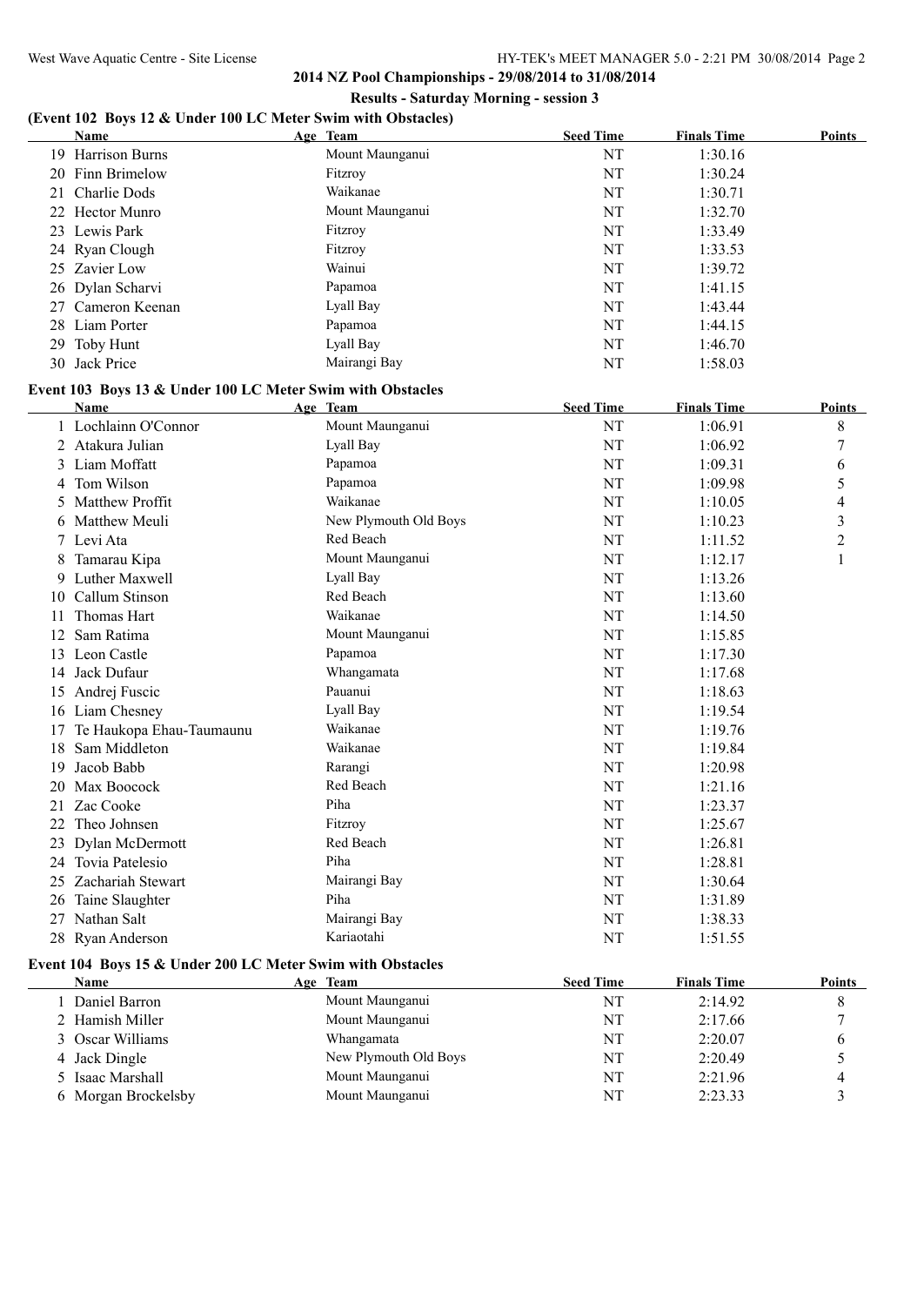## 2014 NZ Pool Championships - 29/08/2014 to 31/08/2014

### Results - Saturday Morning - session 3

### (Event 102 Boys 12 & Under 100 LC Meter Swim with Obstacles)

| | Name | Age | Team | Seed Time | Finals Time | Points |
|---|---|---|---|---|---|---|
| 19 | Harrison Burns | | Mount Maunganui | NT | 1:30.16 | |
| 20 | Finn Brimelow | | Fitzroy | NT | 1:30.24 | |
| 21 | Charlie Dods | | Waikanae | NT | 1:30.71 | |
| 22 | Hector Munro | | Mount Maunganui | NT | 1:32.70 | |
| 23 | Lewis Park | | Fitzroy | NT | 1:33.49 | |
| 24 | Ryan Clough | | Fitzroy | NT | 1:33.53 | |
| 25 | Zavier Low | | Wainui | NT | 1:39.72 | |
| 26 | Dylan Scharvi | | Papamoa | NT | 1:41.15 | |
| 27 | Cameron Keenan | | Lyall Bay | NT | 1:43.44 | |
| 28 | Liam Porter | | Papamoa | NT | 1:44.15 | |
| 29 | Toby Hunt | | Lyall Bay | NT | 1:46.70 | |
| 30 | Jack Price | | Mairangi Bay | NT | 1:58.03 | |

### Event 103 Boys 13 & Under 100 LC Meter Swim with Obstacles

| | Name | Age | Team | Seed Time | Finals Time | Points |
|---|---|---|---|---|---|---|
| 1 | Lochlainn O'Connor | | Mount Maunganui | NT | 1:06.91 | 8 |
| 2 | Atakura Julian | | Lyall Bay | NT | 1:06.92 | 7 |
| 3 | Liam Moffatt | | Papamoa | NT | 1:09.31 | 6 |
| 4 | Tom Wilson | | Papamoa | NT | 1:09.98 | 5 |
| 5 | Matthew Proffit | | Waikanae | NT | 1:10.05 | 4 |
| 6 | Matthew Meuli | | New Plymouth Old Boys | NT | 1:10.23 | 3 |
| 7 | Levi Ata | | Red Beach | NT | 1:11.52 | 2 |
| 8 | Tamarau Kipa | | Mount Maunganui | NT | 1:12.17 | 1 |
| 9 | Luther Maxwell | | Lyall Bay | NT | 1:13.26 | |
| 10 | Callum Stinson | | Red Beach | NT | 1:13.60 | |
| 11 | Thomas Hart | | Waikanae | NT | 1:14.50 | |
| 12 | Sam Ratima | | Mount Maunganui | NT | 1:15.85 | |
| 13 | Leon Castle | | Papamoa | NT | 1:17.30 | |
| 14 | Jack Dufaur | | Whangamata | NT | 1:17.68 | |
| 15 | Andrej Fuscic | | Pauanui | NT | 1:18.63 | |
| 16 | Liam Chesney | | Lyall Bay | NT | 1:19.54 | |
| 17 | Te Haukopa Ehau-Taumaunu | | Waikanae | NT | 1:19.76 | |
| 18 | Sam Middleton | | Waikanae | NT | 1:19.84 | |
| 19 | Jacob Babb | | Rarangi | NT | 1:20.98 | |
| 20 | Max Boocock | | Red Beach | NT | 1:21.16 | |
| 21 | Zac Cooke | | Piha | NT | 1:23.37 | |
| 22 | Theo Johnsen | | Fitzroy | NT | 1:25.67 | |
| 23 | Dylan McDermott | | Red Beach | NT | 1:26.81 | |
| 24 | Tovia Patelesio | | Piha | NT | 1:28.81 | |
| 25 | Zachariah Stewart | | Mairangi Bay | NT | 1:30.64 | |
| 26 | Taine Slaughter | | Piha | NT | 1:31.89 | |
| 27 | Nathan Salt | | Mairangi Bay | NT | 1:38.33 | |
| 28 | Ryan Anderson | | Kariaotahi | NT | 1:51.55 | |

### Event 104 Boys 15 & Under 200 LC Meter Swim with Obstacles

| | Name | Age | Team | Seed Time | Finals Time | Points |
|---|---|---|---|---|---|---|
| 1 | Daniel Barron | | Mount Maunganui | NT | 2:14.92 | 8 |
| 2 | Hamish Miller | | Mount Maunganui | NT | 2:17.66 | 7 |
| 3 | Oscar Williams | | Whangamata | NT | 2:20.07 | 6 |
| 4 | Jack Dingle | | New Plymouth Old Boys | NT | 2:20.49 | 5 |
| 5 | Isaac Marshall | | Mount Maunganui | NT | 2:21.96 | 4 |
| 6 | Morgan Brockelsby | | Mount Maunganui | NT | 2:23.33 | 3 |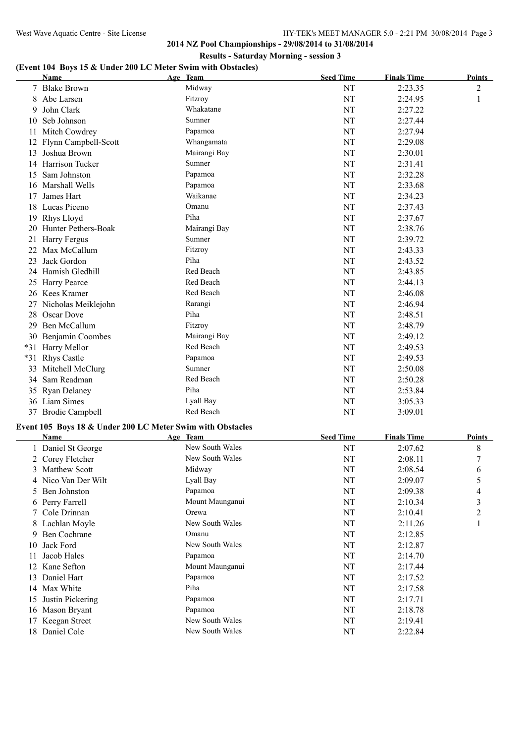## 2014 NZ Pool Championships - 29/08/2014 to 31/08/2014

### Results - Saturday Morning - session 3

### (Event 104 Boys 15 & Under 200 LC Meter Swim with Obstacles)

| | Name | Age | Team | Seed Time | Finals Time | Points |
|---|---|---|---|---|---|---|
| 7 | Blake Brown | | Midway | NT | 2:23.35 | 2 |
| 8 | Abe Larsen | | Fitzroy | NT | 2:24.95 | 1 |
| 9 | John Clark | | Whakatane | NT | 2:27.22 | |
| 10 | Seb Johnson | | Sumner | NT | 2:27.44 | |
| 11 | Mitch Cowdrey | | Papamoa | NT | 2:27.94 | |
| 12 | Flynn Campbell-Scott | | Whangamata | NT | 2:29.08 | |
| 13 | Joshua Brown | | Mairangi Bay | NT | 2:30.01 | |
| 14 | Harrison Tucker | | Sumner | NT | 2:31.41 | |
| 15 | Sam Johnston | | Papamoa | NT | 2:32.28 | |
| 16 | Marshall Wells | | Papamoa | NT | 2:33.68 | |
| 17 | James Hart | | Waikanae | NT | 2:34.23 | |
| 18 | Lucas Piceno | | Omanu | NT | 2:37.43 | |
| 19 | Rhys Lloyd | | Piha | NT | 2:37.67 | |
| 20 | Hunter Pethers-Boak | | Mairangi Bay | NT | 2:38.76 | |
| 21 | Harry Fergus | | Sumner | NT | 2:39.72 | |
| 22 | Max McCallum | | Fitzroy | NT | 2:43.33 | |
| 23 | Jack Gordon | | Piha | NT | 2:43.52 | |
| 24 | Hamish Gledhill | | Red Beach | NT | 2:43.85 | |
| 25 | Harry Pearce | | Red Beach | NT | 2:44.13 | |
| 26 | Kees Kramer | | Red Beach | NT | 2:46.08 | |
| 27 | Nicholas Meiklejohn | | Rarangi | NT | 2:46.94 | |
| 28 | Oscar Dove | | Piha | NT | 2:48.51 | |
| 29 | Ben McCallum | | Fitzroy | NT | 2:48.79 | |
| 30 | Benjamin Coombes | | Mairangi Bay | NT | 2:49.12 | |
| *31 | Harry Mellor | | Red Beach | NT | 2:49.53 | |
| *31 | Rhys Castle | | Papamoa | NT | 2:49.53 | |
| 33 | Mitchell McClurg | | Sumner | NT | 2:50.08 | |
| 34 | Sam Readman | | Red Beach | NT | 2:50.28 | |
| 35 | Ryan Delaney | | Piha | NT | 2:53.84 | |
| 36 | Liam Simes | | Lyall Bay | NT | 3:05.33 | |
| 37 | Brodie Campbell | | Red Beach | NT | 3:09.01 | |

### Event 105 Boys 18 & Under 200 LC Meter Swim with Obstacles

| | Name | Age | Team | Seed Time | Finals Time | Points |
|---|---|---|---|---|---|---|
| 1 | Daniel St George | | New South Wales | NT | 2:07.62 | 8 |
| 2 | Corey Fletcher | | New South Wales | NT | 2:08.11 | 7 |
| 3 | Matthew Scott | | Midway | NT | 2:08.54 | 6 |
| 4 | Nico Van Der Wilt | | Lyall Bay | NT | 2:09.07 | 5 |
| 5 | Ben Johnston | | Papamoa | NT | 2:09.38 | 4 |
| 6 | Perry Farrell | | Mount Maunganui | NT | 2:10.34 | 3 |
| 7 | Cole Drinnan | | Orewa | NT | 2:10.41 | 2 |
| 8 | Lachlan Moyle | | New South Wales | NT | 2:11.26 | 1 |
| 9 | Ben Cochrane | | Omanu | NT | 2:12.85 | |
| 10 | Jack Ford | | New South Wales | NT | 2:12.87 | |
| 11 | Jacob Hales | | Papamoa | NT | 2:14.70 | |
| 12 | Kane Sefton | | Mount Maunganui | NT | 2:17.44 | |
| 13 | Daniel Hart | | Papamoa | NT | 2:17.52 | |
| 14 | Max White | | Piha | NT | 2:17.58 | |
| 15 | Justin Pickering | | Papamoa | NT | 2:17.71 | |
| 16 | Mason Bryant | | Papamoa | NT | 2:18.78 | |
| 17 | Keegan Street | | New South Wales | NT | 2:19.41 | |
| 18 | Daniel Cole | | New South Wales | NT | 2:22.84 | |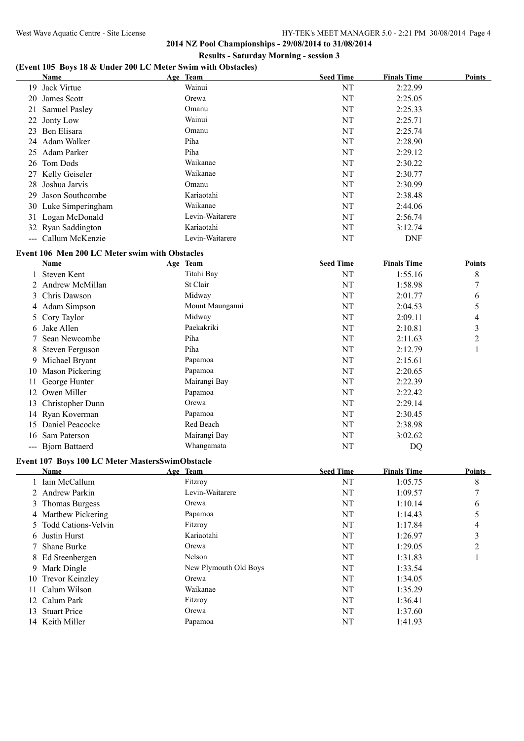**2014 NZ Pool Championships - 29/08/2014 to 31/08/2014**

**Results - Saturday Morning - session 3**

### (Event 105 Boys 18 & Under 200 LC Meter Swim with Obstacles)

| | Name | Age | Team | Seed Time | Finals Time | Points |
|---|---|---|---|---|---|---|
| 19 | Jack Virtue | | Wainui | NT | 2:22.99 | |
| 20 | James Scott | | Orewa | NT | 2:25.05 | |
| 21 | Samuel Pasley | | Omanu | NT | 2:25.33 | |
| 22 | Jonty Low | | Wainui | NT | 2:25.71 | |
| 23 | Ben Elisara | | Omanu | NT | 2:25.74 | |
| 24 | Adam Walker | | Piha | NT | 2:28.90 | |
| 25 | Adam Parker | | Piha | NT | 2:29.12 | |
| 26 | Tom Dods | | Waikanae | NT | 2:30.22 | |
| 27 | Kelly Geiseler | | Waikanae | NT | 2:30.77 | |
| 28 | Joshua Jarvis | | Omanu | NT | 2:30.99 | |
| 29 | Jason Southcombe | | Kariaotahi | NT | 2:38.48 | |
| 30 | Luke Simperingham | | Waikanae | NT | 2:44.06 | |
| 31 | Logan McDonald | | Levin-Waitarere | NT | 2:56.74 | |
| 32 | Ryan Saddington | | Kariaotahi | NT | 3:12.74 | |
| --- | Callum McKenzie | | Levin-Waitarere | NT | DNF | |

### Event 106 Men 200 LC Meter swim with Obstacles

| | Name | Age | Team | Seed Time | Finals Time | Points |
|---|---|---|---|---|---|---|
| 1 | Steven Kent | | Titahi Bay | NT | 1:55.16 | 8 |
| 2 | Andrew McMillan | | St Clair | NT | 1:58.98 | 7 |
| 3 | Chris Dawson | | Midway | NT | 2:01.77 | 6 |
| 4 | Adam Simpson | | Mount Maunganui | NT | 2:04.53 | 5 |
| 5 | Cory Taylor | | Midway | NT | 2:09.11 | 4 |
| 6 | Jake Allen | | Paekakriki | NT | 2:10.81 | 3 |
| 7 | Sean Newcombe | | Piha | NT | 2:11.63 | 2 |
| 8 | Steven Ferguson | | Piha | NT | 2:12.79 | 1 |
| 9 | Michael Bryant | | Papamoa | NT | 2:15.61 | |
| 10 | Mason Pickering | | Papamoa | NT | 2:20.65 | |
| 11 | George Hunter | | Mairangi Bay | NT | 2:22.39 | |
| 12 | Owen Miller | | Papamoa | NT | 2:22.42 | |
| 13 | Christopher Dunn | | Orewa | NT | 2:29.14 | |
| 14 | Ryan Koverman | | Papamoa | NT | 2:30.45 | |
| 15 | Daniel Peacocke | | Red Beach | NT | 2:38.98 | |
| 16 | Sam Paterson | | Mairangi Bay | NT | 3:02.62 | |
| --- | Bjorn Battaerd | | Whangamata | NT | DQ | |

### Event 107 Boys 100 LC Meter MastersSwimObstacle

| | Name | Age | Team | Seed Time | Finals Time | Points |
|---|---|---|---|---|---|---|
| 1 | Iain McCallum | | Fitzroy | NT | 1:05.75 | 8 |
| 2 | Andrew Parkin | | Levin-Waitarere | NT | 1:09.57 | 7 |
| 3 | Thomas Burgess | | Orewa | NT | 1:10.14 | 6 |
| 4 | Matthew Pickering | | Papamoa | NT | 1:14.43 | 5 |
| 5 | Todd Cations-Velvin | | Fitzroy | NT | 1:17.84 | 4 |
| 6 | Justin Hurst | | Kariaotahi | NT | 1:26.97 | 3 |
| 7 | Shane Burke | | Orewa | NT | 1:29.05 | 2 |
| 8 | Ed Steenbergen | | Nelson | NT | 1:31.83 | 1 |
| 9 | Mark Dingle | | New Plymouth Old Boys | NT | 1:33.54 | |
| 10 | Trevor Keinzley | | Orewa | NT | 1:34.05 | |
| 11 | Calum Wilson | | Waikanae | NT | 1:35.29 | |
| 12 | Calum Park | | Fitzroy | NT | 1:36.41 | |
| 13 | Stuart Price | | Orewa | NT | 1:37.60 | |
| 14 | Keith Miller | | Papamoa | NT | 1:41.93 | |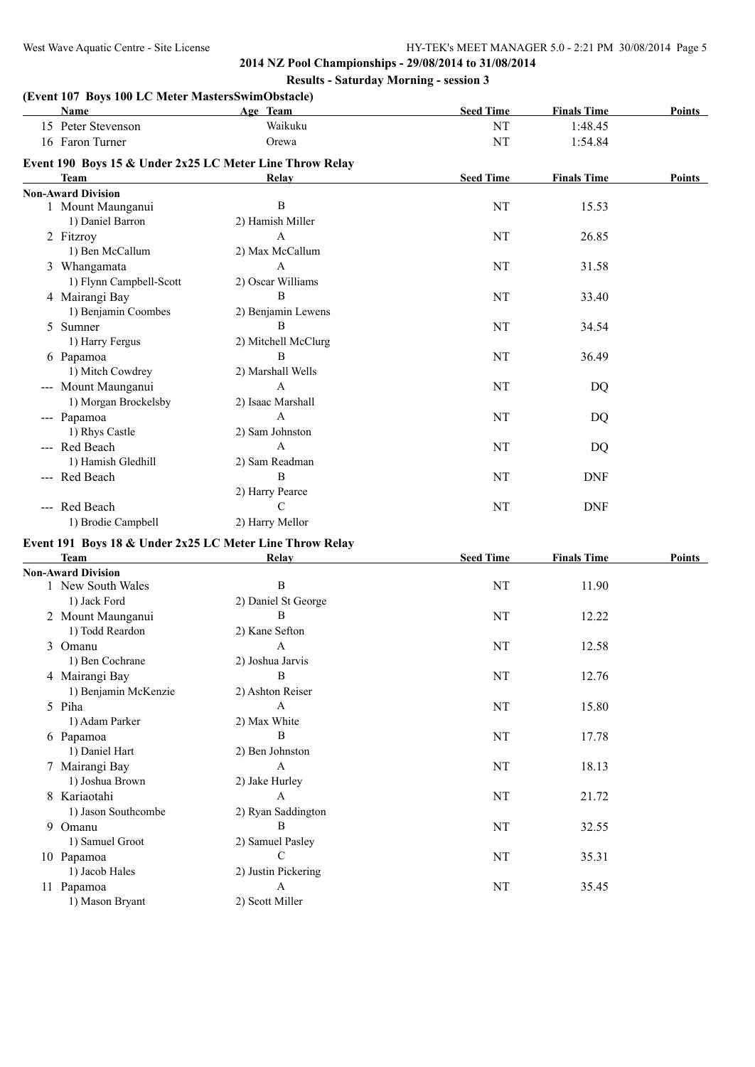## 2014 NZ Pool Championships - 29/08/2014 to 31/08/2014

### Results - Saturday Morning - session 3

### (Event 107 Boys 100 LC Meter MastersSwimObstacle)

| | Name | Age | Team | Seed Time | Finals Time | Points |
|---|---|---|---|---|---|---|
| 15 | Peter Stevenson | | Waikuku | NT | 1:48.45 | |
| 16 | Faron Turner | | Orewa | NT | 1:54.84 | |

### Event 190 Boys 15 & Under 2x25 LC Meter Line Throw Relay

| | Team | Relay | Seed Time | Finals Time | Points |
|---|---|---|---|---|---|
| **Non-Award Division** | | | | | |
| 1 | Mount Maunganui | B | NT | 15.53 | |
| | 1) Daniel Barron | 2) Hamish Miller | | | |
| 2 | Fitzroy | A | NT | 26.85 | |
| | 1) Ben McCallum | 2) Max McCallum | | | |
| 3 | Whangamata | A | NT | 31.58 | |
| | 1) Flynn Campbell-Scott | 2) Oscar Williams | | | |
| 4 | Mairangi Bay | B | NT | 33.40 | |
| | 1) Benjamin Coombes | 2) Benjamin Lewens | | | |
| 5 | Sumner | B | NT | 34.54 | |
| | 1) Harry Fergus | 2) Mitchell McClurg | | | |
| 6 | Papamoa | B | NT | 36.49 | |
| | 1) Mitch Cowdrey | 2) Marshall Wells | | | |
| --- | Mount Maunganui | A | NT | DQ | |
| | 1) Morgan Brockelsby | 2) Isaac Marshall | | | |
| --- | Papamoa | A | NT | DQ | |
| | 1) Rhys Castle | 2) Sam Johnston | | | |
| --- | Red Beach | A | NT | DQ | |
| | 1) Hamish Gledhill | 2) Sam Readman | | | |
| --- | Red Beach | B | NT | DNF | |
| | | 2) Harry Pearce | | | |
| --- | Red Beach | C | NT | DNF | |
| | 1) Brodie Campbell | 2) Harry Mellor | | | |

### Event 191 Boys 18 & Under 2x25 LC Meter Line Throw Relay

| | Team | Relay | Seed Time | Finals Time | Points |
|---|---|---|---|---|---|
| **Non-Award Division** | | | | | |
| 1 | New South Wales | B | NT | 11.90 | |
| | 1) Jack Ford | 2) Daniel St George | | | |
| 2 | Mount Maunganui | B | NT | 12.22 | |
| | 1) Todd Reardon | 2) Kane Sefton | | | |
| 3 | Omanu | A | NT | 12.58 | |
| | 1) Ben Cochrane | 2) Joshua Jarvis | | | |
| 4 | Mairangi Bay | B | NT | 12.76 | |
| | 1) Benjamin McKenzie | 2) Ashton Reiser | | | |
| 5 | Piha | A | NT | 15.80 | |
| | 1) Adam Parker | 2) Max White | | | |
| 6 | Papamoa | B | NT | 17.78 | |
| | 1) Daniel Hart | 2) Ben Johnston | | | |
| 7 | Mairangi Bay | A | NT | 18.13 | |
| | 1) Joshua Brown | 2) Jake Hurley | | | |
| 8 | Kariaotahi | A | NT | 21.72 | |
| | 1) Jason Southcombe | 2) Ryan Saddington | | | |
| 9 | Omanu | B | NT | 32.55 | |
| | 1) Samuel Groot | 2) Samuel Pasley | | | |
| 10 | Papamoa | C | NT | 35.31 | |
| | 1) Jacob Hales | 2) Justin Pickering | | | |
| 11 | Papamoa | A | NT | 35.45 | |
| | 1) Mason Bryant | 2) Scott Miller | | | |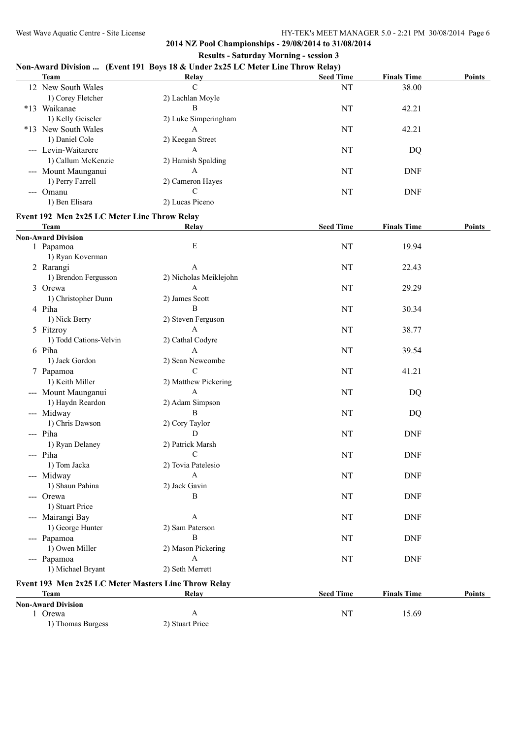# 2014 NZ Pool Championships - 29/08/2014 to 31/08/2014

## Results - Saturday Morning - session 3

### Non-Award Division ... (Event 191 Boys 18 & Under 2x25 LC Meter Line Throw Relay)

| Team | Relay | Seed Time | Finals Time | Points |
|---|---|---|---|---|
| 12 New South Wales | C | NT | 38.00 | |
| 1) Corey Fletcher | 2) Lachlan Moyle | | | |
| *13 Waikanae | B | NT | 42.21 | |
| 1) Kelly Geiseler | 2) Luke Simperingham | | | |
| *13 New South Wales | A | NT | 42.21 | |
| 1) Daniel Cole | 2) Keegan Street | | | |
| --- Levin-Waitarere | A | NT | DQ | |
| 1) Callum McKenzie | 2) Hamish Spalding | | | |
| --- Mount Maunganui | A | NT | DNF | |
| 1) Perry Farrell | 2) Cameron Hayes | | | |
| --- Omanu | C | NT | DNF | |
| 1) Ben Elisara | 2) Lucas Piceno | | | |

### Event 192 Men 2x25 LC Meter Line Throw Relay

| Team | Relay | Seed Time | Finals Time | Points |
|---|---|---|---|---|
| **Non-Award Division** | | | | |
| 1 Papamoa | E | NT | 19.94 | |
| 1) Ryan Koverman | | | | |
| 2 Rarangi | A | NT | 22.43 | |
| 1) Brendon Fergusson | 2) Nicholas Meiklejohn | | | |
| 3 Orewa | A | NT | 29.29 | |
| 1) Christopher Dunn | 2) James Scott | | | |
| 4 Piha | B | NT | 30.34 | |
| 1) Nick Berry | 2) Steven Ferguson | | | |
| 5 Fitzroy | A | NT | 38.77 | |
| 1) Todd Cations-Velvin | 2) Cathal Codyre | | | |
| 6 Piha | A | NT | 39.54 | |
| 1) Jack Gordon | 2) Sean Newcombe | | | |
| 7 Papamoa | C | NT | 41.21 | |
| 1) Keith Miller | 2) Matthew Pickering | | | |
| --- Mount Maunganui | A | NT | DQ | |
| 1) Haydn Reardon | 2) Adam Simpson | | | |
| --- Midway | B | NT | DQ | |
| 1) Chris Dawson | 2) Cory Taylor | | | |
| --- Piha | D | NT | DNF | |
| 1) Ryan Delaney | 2) Patrick Marsh | | | |
| --- Piha | C | NT | DNF | |
| 1) Tom Jacka | 2) Tovia Patelesio | | | |
| --- Midway | A | NT | DNF | |
| 1) Shaun Pahina | 2) Jack Gavin | | | |
| --- Orewa | B | NT | DNF | |
| 1) Stuart Price | | | | |
| --- Mairangi Bay | A | NT | DNF | |
| 1) George Hunter | 2) Sam Paterson | | | |
| --- Papamoa | B | NT | DNF | |
| 1) Owen Miller | 2) Mason Pickering | | | |
| --- Papamoa | A | NT | DNF | |
| 1) Michael Bryant | 2) Seth Merrett | | | |

### Event 193 Men 2x25 LC Meter Masters Line Throw Relay

| Team | Relay | Seed Time | Finals Time | Points |
|---|---|---|---|---|
| **Non-Award Division** | | | | |
| 1 Orewa | A | NT | 15.69 | |
| 1) Thomas Burgess | 2) Stuart Price | | | |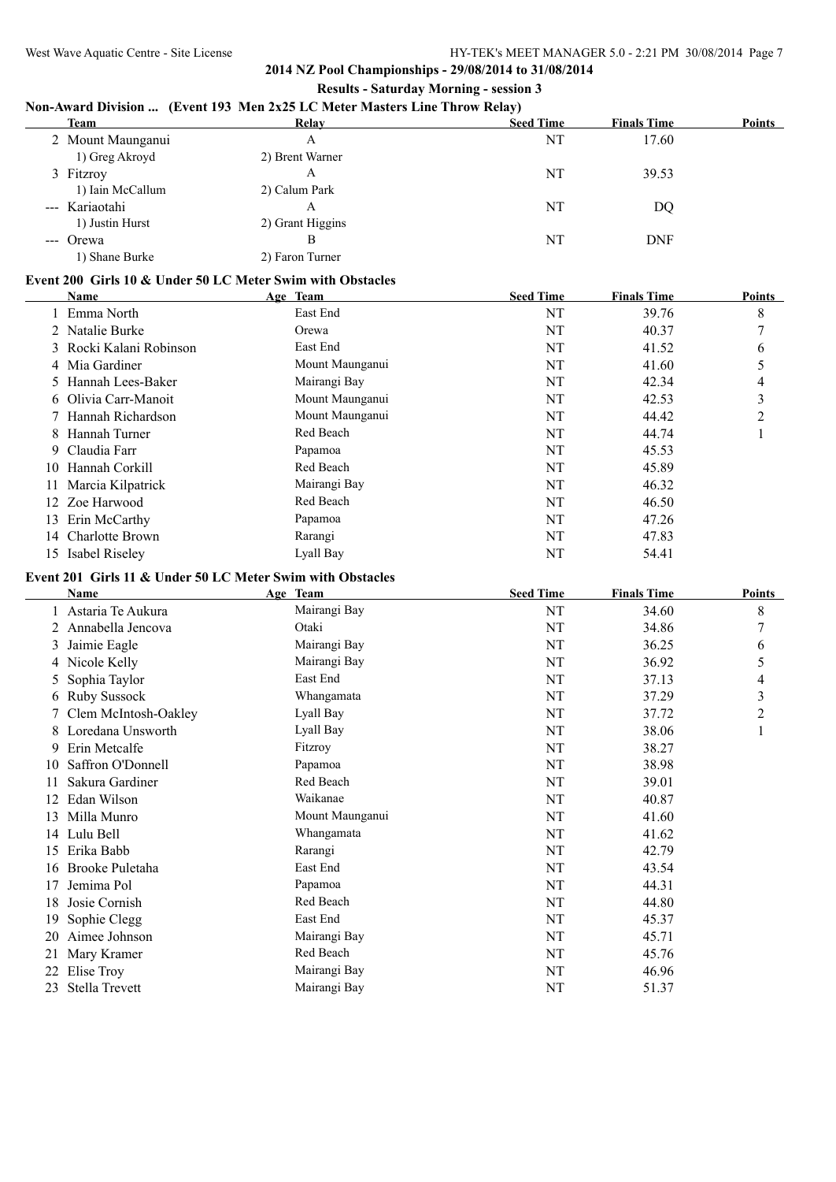**2014 NZ Pool Championships - 29/08/2014 to 31/08/2014**

**Results - Saturday Morning - session 3**

### Non-Award Division ... (Event 193 Men 2x25 LC Meter Masters Line Throw Relay)

| | Team | Relay | Seed Time | Finals Time | Points |
|---|---|---|---|---|---|
| 2 | Mount Maunganui | A | NT | 17.60 | |
| | 1) Greg Akroyd | 2) Brent Warner | | | |
| 3 | Fitzroy | A | NT | 39.53 | |
| | 1) Iain McCallum | 2) Calum Park | | | |
| --- | Kariaotahi | A | NT | DQ | |
| | 1) Justin Hurst | 2) Grant Higgins | | | |
| --- | Orewa | B | NT | DNF | |
| | 1) Shane Burke | 2) Faron Turner | | | |

### Event 200 Girls 10 & Under 50 LC Meter Swim with Obstacles

| | Name | Age | Team | Seed Time | Finals Time | Points |
|---|---|---|---|---|---|---|
| 1 | Emma North | | East End | NT | 39.76 | 8 |
| 2 | Natalie Burke | | Orewa | NT | 40.37 | 7 |
| 3 | Rocki Kalani Robinson | | East End | NT | 41.52 | 6 |
| 4 | Mia Gardiner | | Mount Maunganui | NT | 41.60 | 5 |
| 5 | Hannah Lees-Baker | | Mairangi Bay | NT | 42.34 | 4 |
| 6 | Olivia Carr-Manoit | | Mount Maunganui | NT | 42.53 | 3 |
| 7 | Hannah Richardson | | Mount Maunganui | NT | 44.42 | 2 |
| 8 | Hannah Turner | | Red Beach | NT | 44.74 | 1 |
| 9 | Claudia Farr | | Papamoa | NT | 45.53 | |
| 10 | Hannah Corkill | | Red Beach | NT | 45.89 | |
| 11 | Marcia Kilpatrick | | Mairangi Bay | NT | 46.32 | |
| 12 | Zoe Harwood | | Red Beach | NT | 46.50 | |
| 13 | Erin McCarthy | | Papamoa | NT | 47.26 | |
| 14 | Charlotte Brown | | Rarangi | NT | 47.83 | |
| 15 | Isabel Riseley | | Lyall Bay | NT | 54.41 | |

### Event 201 Girls 11 & Under 50 LC Meter Swim with Obstacles

| | Name | Age | Team | Seed Time | Finals Time | Points |
|---|---|---|---|---|---|---|
| 1 | Astaria Te Aukura | | Mairangi Bay | NT | 34.60 | 8 |
| 2 | Annabella Jencova | | Otaki | NT | 34.86 | 7 |
| 3 | Jaimie Eagle | | Mairangi Bay | NT | 36.25 | 6 |
| 4 | Nicole Kelly | | Mairangi Bay | NT | 36.92 | 5 |
| 5 | Sophia Taylor | | East End | NT | 37.13 | 4 |
| 6 | Ruby Sussock | | Whangamata | NT | 37.29 | 3 |
| 7 | Clem McIntosh-Oakley | | Lyall Bay | NT | 37.72 | 2 |
| 8 | Loredana Unsworth | | Lyall Bay | NT | 38.06 | 1 |
| 9 | Erin Metcalfe | | Fitzroy | NT | 38.27 | |
| 10 | Saffron O'Donnell | | Papamoa | NT | 38.98 | |
| 11 | Sakura Gardiner | | Red Beach | NT | 39.01 | |
| 12 | Edan Wilson | | Waikanae | NT | 40.87 | |
| 13 | Milla Munro | | Mount Maunganui | NT | 41.60 | |
| 14 | Lulu Bell | | Whangamata | NT | 41.62 | |
| 15 | Erika Babb | | Rarangi | NT | 42.79 | |
| 16 | Brooke Puletaha | | East End | NT | 43.54 | |
| 17 | Jemima Pol | | Papamoa | NT | 44.31 | |
| 18 | Josie Cornish | | Red Beach | NT | 44.80 | |
| 19 | Sophie Clegg | | East End | NT | 45.37 | |
| 20 | Aimee Johnson | | Mairangi Bay | NT | 45.71 | |
| 21 | Mary Kramer | | Red Beach | NT | 45.76 | |
| 22 | Elise Troy | | Mairangi Bay | NT | 46.96 | |
| 23 | Stella Trevett | | Mairangi Bay | NT | 51.37 | |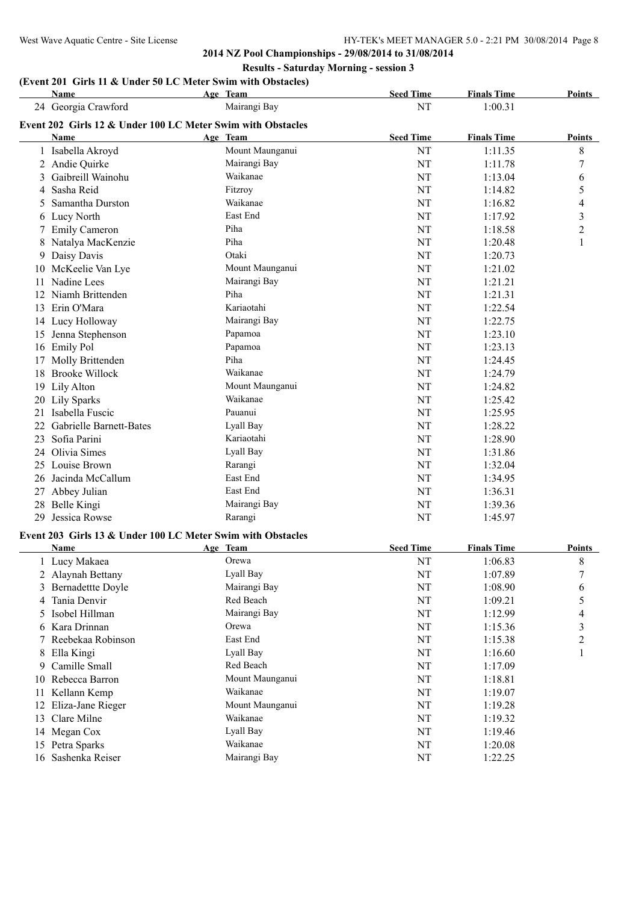**2014 NZ Pool Championships - 29/08/2014 to 31/08/2014**

**Results - Saturday Morning - session 3**

### (Event 201 Girls 11 & Under 50 LC Meter Swim with Obstacles)

| | Name | Age | Team | Seed Time | Finals Time | Points |
|---|---|---|---|---|---|---|
| 24 | Georgia Crawford | | Mairangi Bay | NT | 1:00.31 | |

### Event 202 Girls 12 & Under 100 LC Meter Swim with Obstacles

| | Name | Age | Team | Seed Time | Finals Time | Points |
|---|---|---|---|---|---|---|
| 1 | Isabella Akroyd | | Mount Maunganui | NT | 1:11.35 | 8 |
| 2 | Andie Quirke | | Mairangi Bay | NT | 1:11.78 | 7 |
| 3 | Gaibreill Wainohu | | Waikanae | NT | 1:13.04 | 6 |
| 4 | Sasha Reid | | Fitzroy | NT | 1:14.82 | 5 |
| 5 | Samantha Durston | | Waikanae | NT | 1:16.82 | 4 |
| 6 | Lucy North | | East End | NT | 1:17.92 | 3 |
| 7 | Emily Cameron | | Piha | NT | 1:18.58 | 2 |
| 8 | Natalya MacKenzie | | Piha | NT | 1:20.48 | 1 |
| 9 | Daisy Davis | | Otaki | NT | 1:20.73 | |
| 10 | McKeelie Van Lye | | Mount Maunganui | NT | 1:21.02 | |
| 11 | Nadine Lees | | Mairangi Bay | NT | 1:21.21 | |
| 12 | Niamh Brittenden | | Piha | NT | 1:21.31 | |
| 13 | Erin O'Mara | | Kariaotahi | NT | 1:22.54 | |
| 14 | Lucy Holloway | | Mairangi Bay | NT | 1:22.75 | |
| 15 | Jenna Stephenson | | Papamoa | NT | 1:23.10 | |
| 16 | Emily Pol | | Papamoa | NT | 1:23.13 | |
| 17 | Molly Brittenden | | Piha | NT | 1:24.45 | |
| 18 | Brooke Willock | | Waikanae | NT | 1:24.79 | |
| 19 | Lily Alton | | Mount Maunganui | NT | 1:24.82 | |
| 20 | Lily Sparks | | Waikanae | NT | 1:25.42 | |
| 21 | Isabella Fuscic | | Pauanui | NT | 1:25.95 | |
| 22 | Gabrielle Barnett-Bates | | Lyall Bay | NT | 1:28.22 | |
| 23 | Sofia Parini | | Kariaotahi | NT | 1:28.90 | |
| 24 | Olivia Simes | | Lyall Bay | NT | 1:31.86 | |
| 25 | Louise Brown | | Rarangi | NT | 1:32.04 | |
| 26 | Jacinda McCallum | | East End | NT | 1:34.95 | |
| 27 | Abbey Julian | | East End | NT | 1:36.31 | |
| 28 | Belle Kingi | | Mairangi Bay | NT | 1:39.36 | |
| 29 | Jessica Rowse | | Rarangi | NT | 1:45.97 | |

### Event 203 Girls 13 & Under 100 LC Meter Swim with Obstacles

| | Name | Age | Team | Seed Time | Finals Time | Points |
|---|---|---|---|---|---|---|
| 1 | Lucy Makaea | | Orewa | NT | 1:06.83 | 8 |
| 2 | Alaynah Bettany | | Lyall Bay | NT | 1:07.89 | 7 |
| 3 | Bernadettte Doyle | | Mairangi Bay | NT | 1:08.90 | 6 |
| 4 | Tania Denvir | | Red Beach | NT | 1:09.21 | 5 |
| 5 | Isobel Hillman | | Mairangi Bay | NT | 1:12.99 | 4 |
| 6 | Kara Drinnan | | Orewa | NT | 1:15.36 | 3 |
| 7 | Reebekaa Robinson | | East End | NT | 1:15.38 | 2 |
| 8 | Ella Kingi | | Lyall Bay | NT | 1:16.60 | 1 |
| 9 | Camille Small | | Red Beach | NT | 1:17.09 | |
| 10 | Rebecca Barron | | Mount Maunganui | NT | 1:18.81 | |
| 11 | Kellann Kemp | | Waikanae | NT | 1:19.07 | |
| 12 | Eliza-Jane Rieger | | Mount Maunganui | NT | 1:19.28 | |
| 13 | Clare Milne | | Waikanae | NT | 1:19.32 | |
| 14 | Megan Cox | | Lyall Bay | NT | 1:19.46 | |
| 15 | Petra Sparks | | Waikanae | NT | 1:20.08 | |
| 16 | Sashenka Reiser | | Mairangi Bay | NT | 1:22.25 | |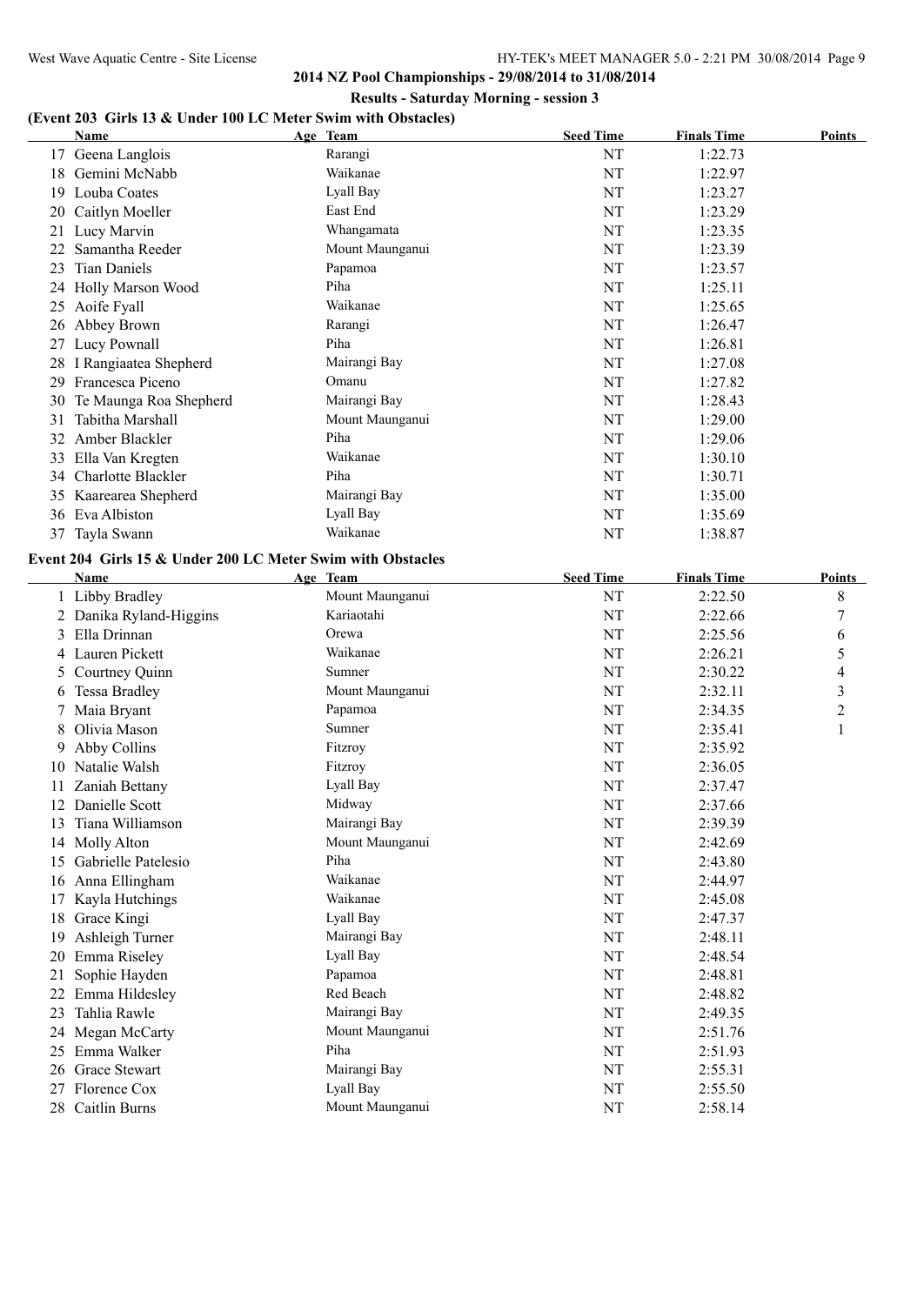## 2014 NZ Pool Championships - 29/08/2014 to 31/08/2014

### Results - Saturday Morning - session 3

### (Event 203 Girls 13 & Under 100 LC Meter Swim with Obstacles)

| | Name | Age | Team | Seed Time | Finals Time | Points |
|---|---|---|---|---|---|---|
| 17 | Geena Langlois | | Rarangi | NT | 1:22.73 | |
| 18 | Gemini McNabb | | Waikanae | NT | 1:22.97 | |
| 19 | Louba Coates | | Lyall Bay | NT | 1:23.27 | |
| 20 | Caitlyn Moeller | | East End | NT | 1:23.29 | |
| 21 | Lucy Marvin | | Whangamata | NT | 1:23.35 | |
| 22 | Samantha Reeder | | Mount Maunganui | NT | 1:23.39 | |
| 23 | Tian Daniels | | Papamoa | NT | 1:23.57 | |
| 24 | Holly Marson Wood | | Piha | NT | 1:25.11 | |
| 25 | Aoife Fyall | | Waikanae | NT | 1:25.65 | |
| 26 | Abbey Brown | | Rarangi | NT | 1:26.47 | |
| 27 | Lucy Pownall | | Piha | NT | 1:26.81 | |
| 28 | I Rangiaatea Shepherd | | Mairangi Bay | NT | 1:27.08 | |
| 29 | Francesca Piceno | | Omanu | NT | 1:27.82 | |
| 30 | Te Maunga Roa Shepherd | | Mairangi Bay | NT | 1:28.43 | |
| 31 | Tabitha Marshall | | Mount Maunganui | NT | 1:29.00 | |
| 32 | Amber Blackler | | Piha | NT | 1:29.06 | |
| 33 | Ella Van Kregten | | Waikanae | NT | 1:30.10 | |
| 34 | Charlotte Blackler | | Piha | NT | 1:30.71 | |
| 35 | Kaarearea Shepherd | | Mairangi Bay | NT | 1:35.00 | |
| 36 | Eva Albiston | | Lyall Bay | NT | 1:35.69 | |
| 37 | Tayla Swann | | Waikanae | NT | 1:38.87 | |

### Event 204 Girls 15 & Under 200 LC Meter Swim with Obstacles

| | Name | Age | Team | Seed Time | Finals Time | Points |
|---|---|---|---|---|---|---|
| 1 | Libby Bradley | | Mount Maunganui | NT | 2:22.50 | 8 |
| 2 | Danika Ryland-Higgins | | Kariaotahi | NT | 2:22.66 | 7 |
| 3 | Ella Drinnan | | Orewa | NT | 2:25.56 | 6 |
| 4 | Lauren Pickett | | Waikanae | NT | 2:26.21 | 5 |
| 5 | Courtney Quinn | | Sumner | NT | 2:30.22 | 4 |
| 6 | Tessa Bradley | | Mount Maunganui | NT | 2:32.11 | 3 |
| 7 | Maia Bryant | | Papamoa | NT | 2:34.35 | 2 |
| 8 | Olivia Mason | | Sumner | NT | 2:35.41 | 1 |
| 9 | Abby Collins | | Fitzroy | NT | 2:35.92 | |
| 10 | Natalie Walsh | | Fitzroy | NT | 2:36.05 | |
| 11 | Zaniah Bettany | | Lyall Bay | NT | 2:37.47 | |
| 12 | Danielle Scott | | Midway | NT | 2:37.66 | |
| 13 | Tiana Williamson | | Mairangi Bay | NT | 2:39.39 | |
| 14 | Molly Alton | | Mount Maunganui | NT | 2:42.69 | |
| 15 | Gabrielle Patelesio | | Piha | NT | 2:43.80 | |
| 16 | Anna Ellingham | | Waikanae | NT | 2:44.97 | |
| 17 | Kayla Hutchings | | Waikanae | NT | 2:45.08 | |
| 18 | Grace Kingi | | Lyall Bay | NT | 2:47.37 | |
| 19 | Ashleigh Turner | | Mairangi Bay | NT | 2:48.11 | |
| 20 | Emma Riseley | | Lyall Bay | NT | 2:48.54 | |
| 21 | Sophie Hayden | | Papamoa | NT | 2:48.81 | |
| 22 | Emma Hildesley | | Red Beach | NT | 2:48.82 | |
| 23 | Tahlia Rawle | | Mairangi Bay | NT | 2:49.35 | |
| 24 | Megan McCarty | | Mount Maunganui | NT | 2:51.76 | |
| 25 | Emma Walker | | Piha | NT | 2:51.93 | |
| 26 | Grace Stewart | | Mairangi Bay | NT | 2:55.31 | |
| 27 | Florence Cox | | Lyall Bay | NT | 2:55.50 | |
| 28 | Caitlin Burns | | Mount Maunganui | NT | 2:58.14 | |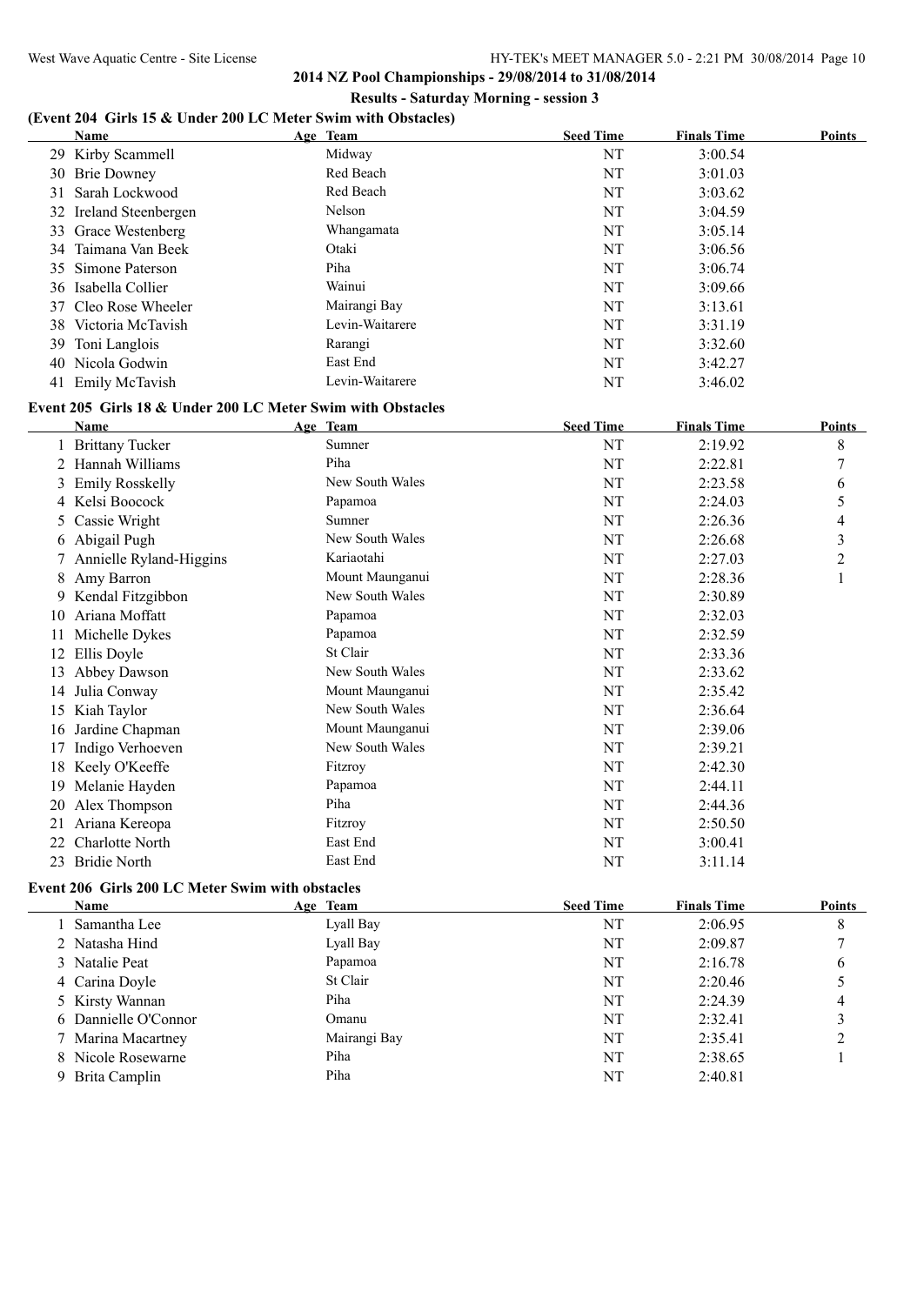## 2014 NZ Pool Championships - 29/08/2014 to 31/08/2014

### Results - Saturday Morning - session 3

### (Event 204 Girls 15 & Under 200 LC Meter Swim with Obstacles)

| | Name | Age | Team | Seed Time | Finals Time | Points |
|---|---|---|---|---|---|---|
| 29 | Kirby Scammell | | Midway | NT | 3:00.54 | |
| 30 | Brie Downey | | Red Beach | NT | 3:01.03 | |
| 31 | Sarah Lockwood | | Red Beach | NT | 3:03.62 | |
| 32 | Ireland Steenbergen | | Nelson | NT | 3:04.59 | |
| 33 | Grace Westenberg | | Whangamata | NT | 3:05.14 | |
| 34 | Taimana Van Beek | | Otaki | NT | 3:06.56 | |
| 35 | Simone Paterson | | Piha | NT | 3:06.74 | |
| 36 | Isabella Collier | | Wainui | NT | 3:09.66 | |
| 37 | Cleo Rose Wheeler | | Mairangi Bay | NT | 3:13.61 | |
| 38 | Victoria McTavish | | Levin-Waitarere | NT | 3:31.19 | |
| 39 | Toni Langlois | | Rarangi | NT | 3:32.60 | |
| 40 | Nicola Godwin | | East End | NT | 3:42.27 | |
| 41 | Emily McTavish | | Levin-Waitarere | NT | 3:46.02 | |

### Event 205 Girls 18 & Under 200 LC Meter Swim with Obstacles

| | Name | Age | Team | Seed Time | Finals Time | Points |
|---|---|---|---|---|---|---|
| 1 | Brittany Tucker | | Sumner | NT | 2:19.92 | 8 |
| 2 | Hannah Williams | | Piha | NT | 2:22.81 | 7 |
| 3 | Emily Rosskelly | | New South Wales | NT | 2:23.58 | 6 |
| 4 | Kelsi Boocock | | Papamoa | NT | 2:24.03 | 5 |
| 5 | Cassie Wright | | Sumner | NT | 2:26.36 | 4 |
| 6 | Abigail Pugh | | New South Wales | NT | 2:26.68 | 3 |
| 7 | Annielle Ryland-Higgins | | Kariaotahi | NT | 2:27.03 | 2 |
| 8 | Amy Barron | | Mount Maunganui | NT | 2:28.36 | 1 |
| 9 | Kendal Fitzgibbon | | New South Wales | NT | 2:30.89 | |
| 10 | Ariana Moffatt | | Papamoa | NT | 2:32.03 | |
| 11 | Michelle Dykes | | Papamoa | NT | 2:32.59 | |
| 12 | Ellis Doyle | | St Clair | NT | 2:33.36 | |
| 13 | Abbey Dawson | | New South Wales | NT | 2:33.62 | |
| 14 | Julia Conway | | Mount Maunganui | NT | 2:35.42 | |
| 15 | Kiah Taylor | | New South Wales | NT | 2:36.64 | |
| 16 | Jardine Chapman | | Mount Maunganui | NT | 2:39.06 | |
| 17 | Indigo Verhoeven | | New South Wales | NT | 2:39.21 | |
| 18 | Keely O'Keeffe | | Fitzroy | NT | 2:42.30 | |
| 19 | Melanie Hayden | | Papamoa | NT | 2:44.11 | |
| 20 | Alex Thompson | | Piha | NT | 2:44.36 | |
| 21 | Ariana Kereopa | | Fitzroy | NT | 2:50.50 | |
| 22 | Charlotte North | | East End | NT | 3:00.41 | |
| 23 | Bridie North | | East End | NT | 3:11.14 | |

### Event 206 Girls 200 LC Meter Swim with obstacles

| | Name | Age | Team | Seed Time | Finals Time | Points |
|---|---|---|---|---|---|---|
| 1 | Samantha Lee | | Lyall Bay | NT | 2:06.95 | 8 |
| 2 | Natasha Hind | | Lyall Bay | NT | 2:09.87 | 7 |
| 3 | Natalie Peat | | Papamoa | NT | 2:16.78 | 6 |
| 4 | Carina Doyle | | St Clair | NT | 2:20.46 | 5 |
| 5 | Kirsty Wannan | | Piha | NT | 2:24.39 | 4 |
| 6 | Dannielle O'Connor | | Omanu | NT | 2:32.41 | 3 |
| 7 | Marina Macartney | | Mairangi Bay | NT | 2:35.41 | 2 |
| 8 | Nicole Rosewarne | | Piha | NT | 2:38.65 | 1 |
| 9 | Brita Camplin | | Piha | NT | 2:40.81 | |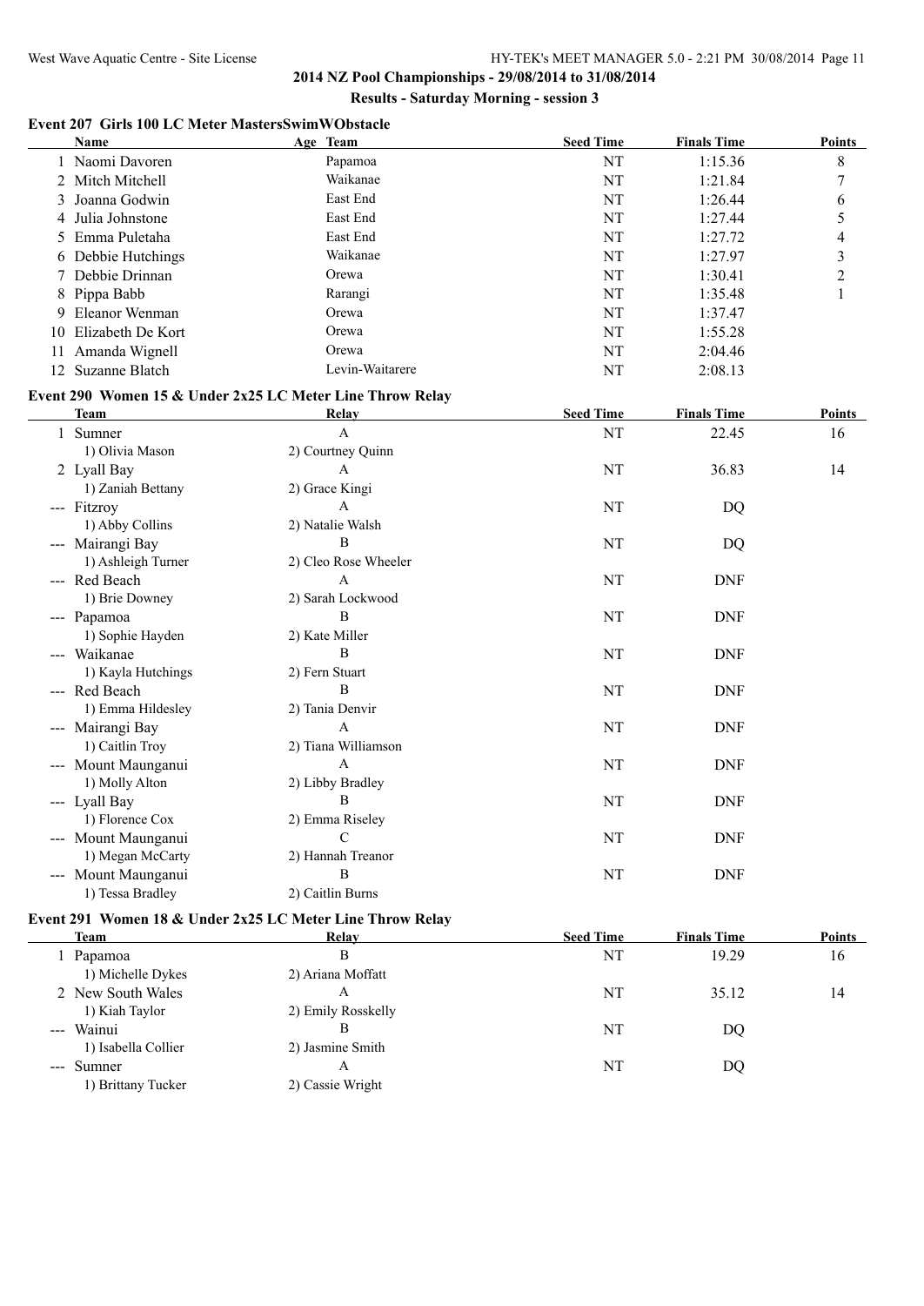## 2014 NZ Pool Championships - 29/08/2014 to 31/08/2014

### Results - Saturday Morning - session 3

### Event 207 Girls 100 LC Meter MastersSwimWObstacle

| | Name | Age | Team | Seed Time | Finals Time | Points |
|---|---|---|---|---|---|---|
| 1 | Naomi Davoren | | Papamoa | NT | 1:15.36 | 8 |
| 2 | Mitch Mitchell | | Waikanae | NT | 1:21.84 | 7 |
| 3 | Joanna Godwin | | East End | NT | 1:26.44 | 6 |
| 4 | Julia Johnstone | | East End | NT | 1:27.44 | 5 |
| 5 | Emma Puletaha | | East End | NT | 1:27.72 | 4 |
| 6 | Debbie Hutchings | | Waikanae | NT | 1:27.97 | 3 |
| 7 | Debbie Drinnan | | Orewa | NT | 1:30.41 | 2 |
| 8 | Pippa Babb | | Rarangi | NT | 1:35.48 | 1 |
| 9 | Eleanor Wenman | | Orewa | NT | 1:37.47 | |
| 10 | Elizabeth De Kort | | Orewa | NT | 1:55.28 | |
| 11 | Amanda Wignell | | Orewa | NT | 2:04.46 | |
| 12 | Suzanne Blatch | | Levin-Waitarere | NT | 2:08.13 | |

### Event 290 Women 15 & Under 2x25 LC Meter Line Throw Relay

| | Team | Relay | Seed Time | Finals Time | Points |
|---|---|---|---|---|---|
| 1 | Sumner | A | NT | 22.45 | 16 |
| | 1) Olivia Mason | 2) Courtney Quinn | | | |
| 2 | Lyall Bay | A | NT | 36.83 | 14 |
| | 1) Zaniah Bettany | 2) Grace Kingi | | | |
| --- | Fitzroy | A | NT | DQ | |
| | 1) Abby Collins | 2) Natalie Walsh | | | |
| --- | Mairangi Bay | B | NT | DQ | |
| | 1) Ashleigh Turner | 2) Cleo Rose Wheeler | | | |
| --- | Red Beach | A | NT | DNF | |
| | 1) Brie Downey | 2) Sarah Lockwood | | | |
| --- | Papamoa | B | NT | DNF | |
| | 1) Sophie Hayden | 2) Kate Miller | | | |
| --- | Waikanae | B | NT | DNF | |
| | 1) Kayla Hutchings | 2) Fern Stuart | | | |
| --- | Red Beach | B | NT | DNF | |
| | 1) Emma Hildesley | 2) Tania Denvir | | | |
| --- | Mairangi Bay | A | NT | DNF | |
| | 1) Caitlin Troy | 2) Tiana Williamson | | | |
| --- | Mount Maunganui | A | NT | DNF | |
| | 1) Molly Alton | 2) Libby Bradley | | | |
| --- | Lyall Bay | B | NT | DNF | |
| | 1) Florence Cox | 2) Emma Riseley | | | |
| --- | Mount Maunganui | C | NT | DNF | |
| | 1) Megan McCarty | 2) Hannah Treanor | | | |
| --- | Mount Maunganui | B | NT | DNF | |
| | 1) Tessa Bradley | 2) Caitlin Burns | | | |

### Event 291 Women 18 & Under 2x25 LC Meter Line Throw Relay

| | Team | Relay | Seed Time | Finals Time | Points |
|---|---|---|---|---|---|
| 1 | Papamoa | B | NT | 19.29 | 16 |
| | 1) Michelle Dykes | 2) Ariana Moffatt | | | |
| 2 | New South Wales | A | NT | 35.12 | 14 |
| | 1) Kiah Taylor | 2) Emily Rosskelly | | | |
| --- | Wainui | B | NT | DQ | |
| | 1) Isabella Collier | 2) Jasmine Smith | | | |
| --- | Sumner | A | NT | DQ | |
| | 1) Brittany Tucker | 2) Cassie Wright | | | |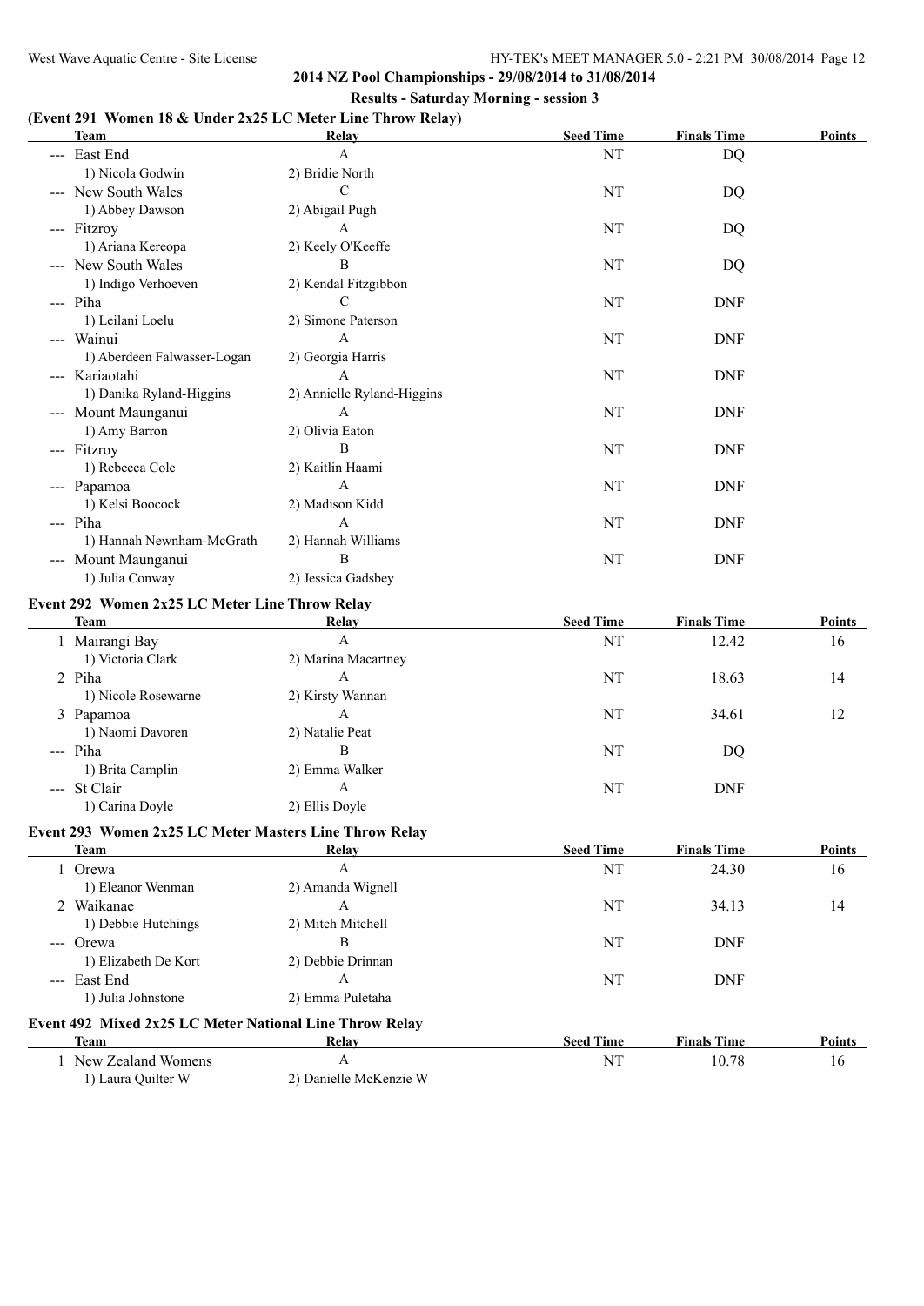## 2014 NZ Pool Championships - 29/08/2014 to 31/08/2014

### Results - Saturday Morning - session 3

### (Event 291 Women 18 & Under 2x25 LC Meter Line Throw Relay)

| Team | Relay | Seed Time | Finals Time | Points |
|---|---|---|---|---|
| --- East End | A | NT | DQ | |
| 1) Nicola Godwin | 2) Bridie North | | | |
| --- New South Wales | C | NT | DQ | |
| 1) Abbey Dawson | 2) Abigail Pugh | | | |
| --- Fitzroy | A | NT | DQ | |
| 1) Ariana Kereopa | 2) Keely O'Keeffe | | | |
| --- New South Wales | B | NT | DQ | |
| 1) Indigo Verhoeven | 2) Kendal Fitzgibbon | | | |
| --- Piha | C | NT | DNF | |
| 1) Leilani Loelu | 2) Simone Paterson | | | |
| --- Wainui | A | NT | DNF | |
| 1) Aberdeen Falwasser-Logan | 2) Georgia Harris | | | |
| --- Kariaotahi | A | NT | DNF | |
| 1) Danika Ryland-Higgins | 2) Annielle Ryland-Higgins | | | |
| --- Mount Maunganui | A | NT | DNF | |
| 1) Amy Barron | 2) Olivia Eaton | | | |
| --- Fitzroy | B | NT | DNF | |
| 1) Rebecca Cole | 2) Kaitlin Haami | | | |
| --- Papamoa | A | NT | DNF | |
| 1) Kelsi Boocock | 2) Madison Kidd | | | |
| --- Piha | A | NT | DNF | |
| 1) Hannah Newnham-McGrath | 2) Hannah Williams | | | |
| --- Mount Maunganui | B | NT | DNF | |
| 1) Julia Conway | 2) Jessica Gadsbey | | | |

### Event 292 Women 2x25 LC Meter Line Throw Relay

| Team | Relay | Seed Time | Finals Time | Points |
|---|---|---|---|---|
| 1 Mairangi Bay | A | NT | 12.42 | 16 |
| 1) Victoria Clark | 2) Marina Macartney | | | |
| 2 Piha | A | NT | 18.63 | 14 |
| 1) Nicole Rosewarne | 2) Kirsty Wannan | | | |
| 3 Papamoa | A | NT | 34.61 | 12 |
| 1) Naomi Davoren | 2) Natalie Peat | | | |
| --- Piha | B | NT | DQ | |
| 1) Brita Camplin | 2) Emma Walker | | | |
| --- St Clair | A | NT | DNF | |
| 1) Carina Doyle | 2) Ellis Doyle | | | |

### Event 293 Women 2x25 LC Meter Masters Line Throw Relay

| Team | Relay | Seed Time | Finals Time | Points |
|---|---|---|---|---|
| 1 Orewa | A | NT | 24.30 | 16 |
| 1) Eleanor Wenman | 2) Amanda Wignell | | | |
| 2 Waikanae | A | NT | 34.13 | 14 |
| 1) Debbie Hutchings | 2) Mitch Mitchell | | | |
| --- Orewa | B | NT | DNF | |
| 1) Elizabeth De Kort | 2) Debbie Drinnan | | | |
| --- East End | A | NT | DNF | |
| 1) Julia Johnstone | 2) Emma Puletaha | | | |

### Event 492 Mixed 2x25 LC Meter National Line Throw Relay

| Team | Relay | Seed Time | Finals Time | Points |
|---|---|---|---|---|
| 1 New Zealand Womens | A | NT | 10.78 | 16 |
| 1) Laura Quilter W | 2) Danielle McKenzie W | | | |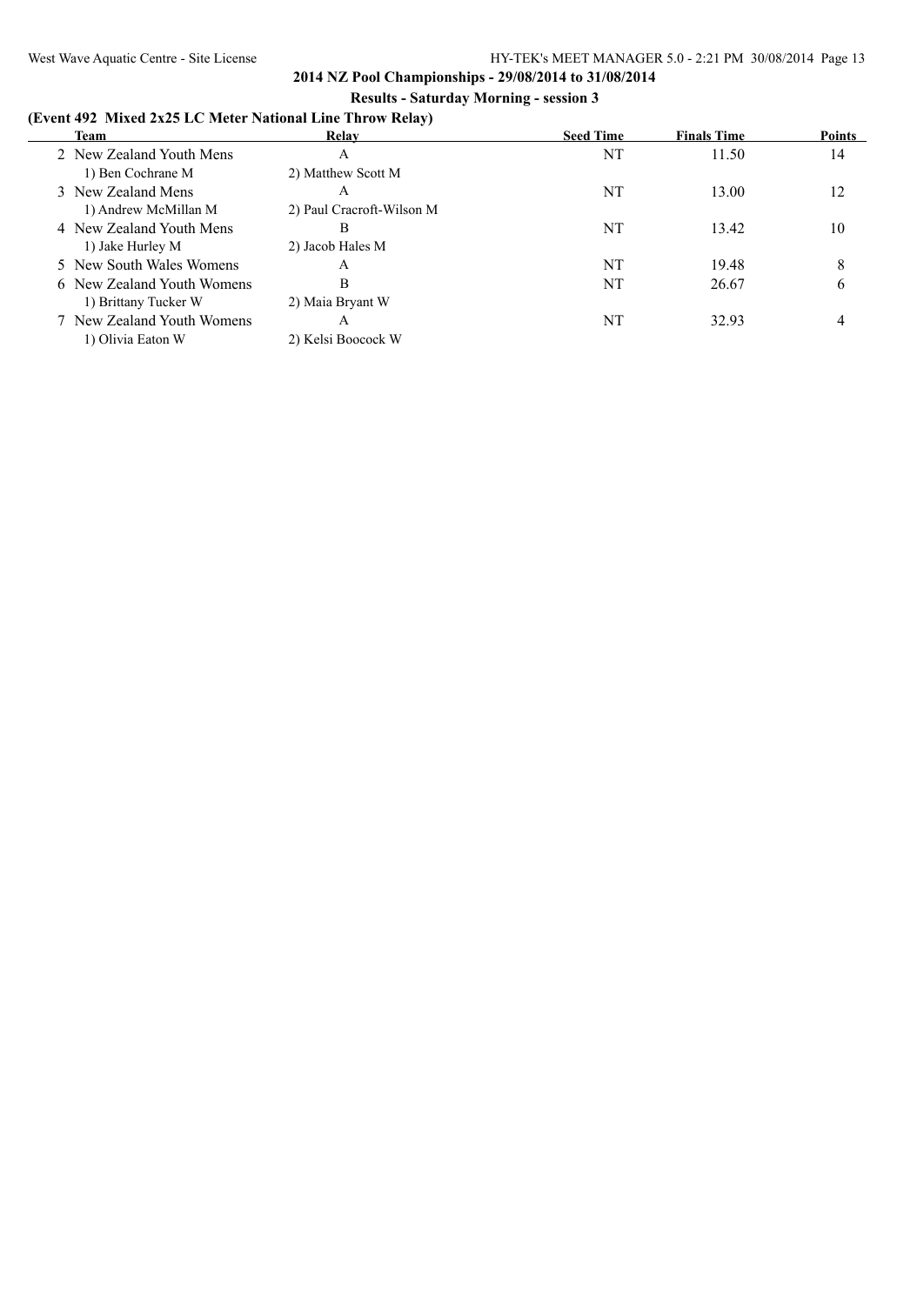**2014 NZ Pool Championships - 29/08/2014 to 31/08/2014**

**Results - Saturday Morning - session 3**

### (Event 492 Mixed 2x25 LC Meter National Line Throw Relay)

| Team | Relay | Seed Time | Finals Time | Points |
|---|---|---|---|---|
| 2 New Zealand Youth Mens | A | NT | 11.50 | 14 |
| 1) Ben Cochrane M | 2) Matthew Scott M | | | |
| 3 New Zealand Mens | A | NT | 13.00 | 12 |
| 1) Andrew McMillan M | 2) Paul Cracroft-Wilson M | | | |
| 4 New Zealand Youth Mens | B | NT | 13.42 | 10 |
| 1) Jake Hurley M | 2) Jacob Hales M | | | |
| 5 New South Wales Womens | A | NT | 19.48 | 8 |
| 6 New Zealand Youth Womens | B | NT | 26.67 | 6 |
| 1) Brittany Tucker W | 2) Maia Bryant W | | | |
| 7 New Zealand Youth Womens | A | NT | 32.93 | 4 |
| 1) Olivia Eaton W | 2) Kelsi Boocock W | | | |